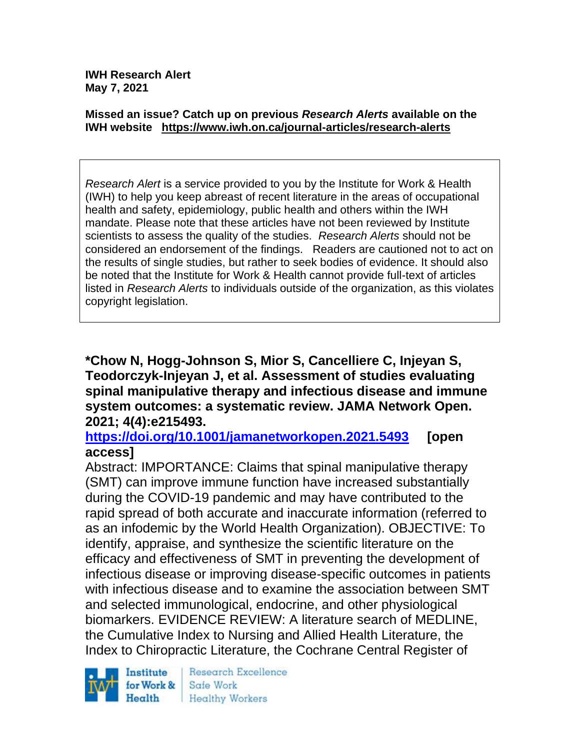**IWH Research Alert**
**May 7, 2021**

**Missed an issue? Catch up on previous *Research Alerts* available on the IWH website https://www.iwh.on.ca/journal-articles/research-alerts**

*Research Alert* is a service provided to you by the Institute for Work & Health (IWH) to help you keep abreast of recent literature in the areas of occupational health and safety, epidemiology, public health and others within the IWH mandate. Please note that these articles have not been reviewed by Institute scientists to assess the quality of the studies. *Research Alerts* should not be considered an endorsement of the findings. Readers are cautioned not to act on the results of single studies, but rather to seek bodies of evidence. It should also be noted that the Institute for Work & Health cannot provide full-text of articles listed in *Research Alerts* to individuals outside of the organization, as this violates copyright legislation.

**\*Chow N, Hogg-Johnson S, Mior S, Cancelliere C, Injeyan S, Teodorczyk-Injeyan J, et al. Assessment of studies evaluating spinal manipulative therapy and infectious disease and immune system outcomes: a systematic review. JAMA Network Open. 2021; 4(4):e215493.**
**https://doi.org/10.1001/jamanetworkopen.2021.5493 [open access]**

Abstract: IMPORTANCE: Claims that spinal manipulative therapy (SMT) can improve immune function have increased substantially during the COVID-19 pandemic and may have contributed to the rapid spread of both accurate and inaccurate information (referred to as an infodemic by the World Health Organization). OBJECTIVE: To identify, appraise, and synthesize the scientific literature on the efficacy and effectiveness of SMT in preventing the development of infectious disease or improving disease-specific outcomes in patients with infectious disease and to examine the association between SMT and selected immunological, endocrine, and other physiological biomarkers. EVIDENCE REVIEW: A literature search of MEDLINE, the Cumulative Index to Nursing and Allied Health Literature, the Index to Chiropractic Literature, the Cochrane Central Register of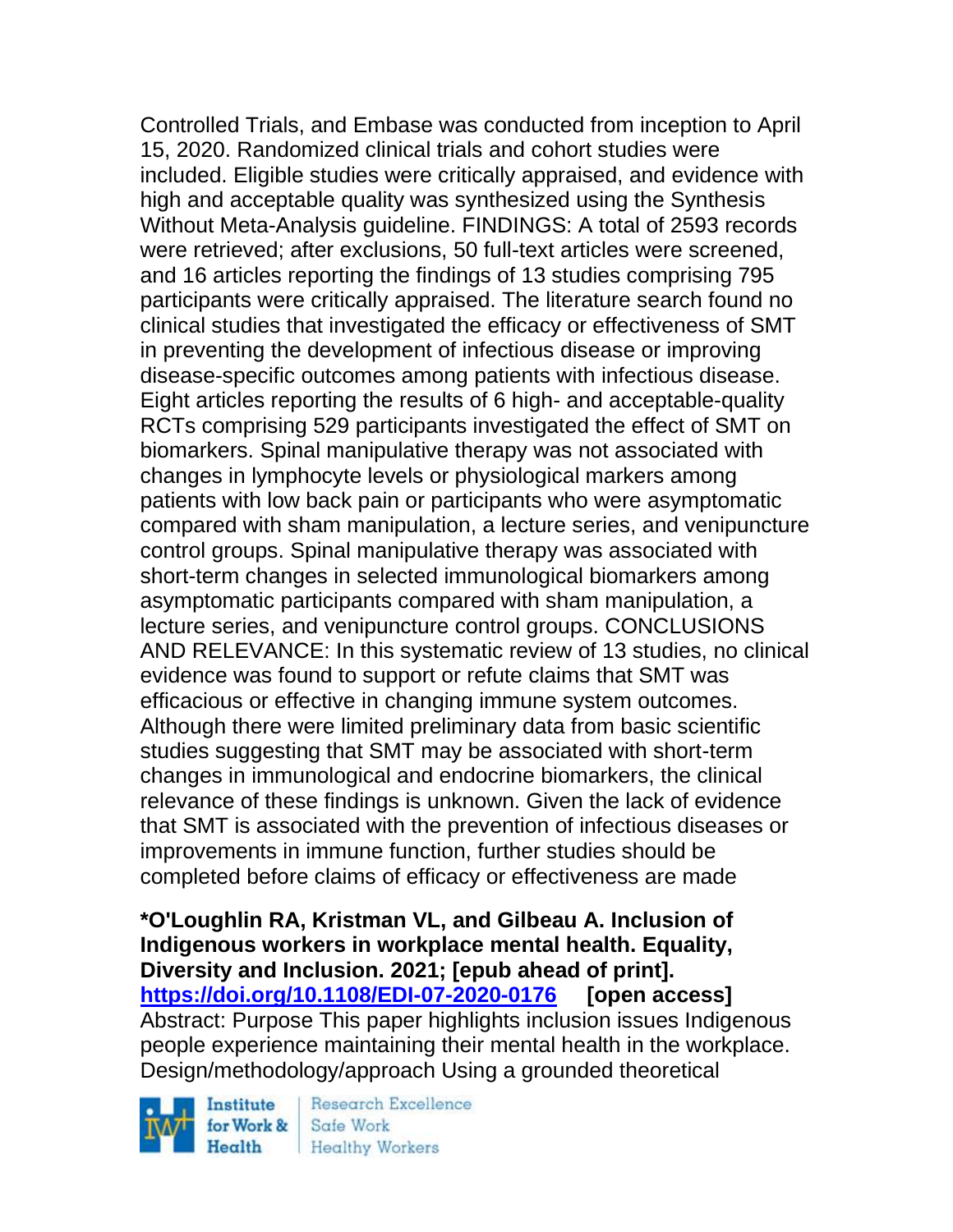Controlled Trials, and Embase was conducted from inception to April 15, 2020. Randomized clinical trials and cohort studies were included. Eligible studies were critically appraised, and evidence with high and acceptable quality was synthesized using the Synthesis Without Meta-Analysis guideline. FINDINGS: A total of 2593 records were retrieved; after exclusions, 50 full-text articles were screened, and 16 articles reporting the findings of 13 studies comprising 795 participants were critically appraised. The literature search found no clinical studies that investigated the efficacy or effectiveness of SMT in preventing the development of infectious disease or improving disease-specific outcomes among patients with infectious disease. Eight articles reporting the results of 6 high- and acceptable-quality RCTs comprising 529 participants investigated the effect of SMT on biomarkers. Spinal manipulative therapy was not associated with changes in lymphocyte levels or physiological markers among patients with low back pain or participants who were asymptomatic compared with sham manipulation, a lecture series, and venipuncture control groups. Spinal manipulative therapy was associated with short-term changes in selected immunological biomarkers among asymptomatic participants compared with sham manipulation, a lecture series, and venipuncture control groups. CONCLUSIONS AND RELEVANCE: In this systematic review of 13 studies, no clinical evidence was found to support or refute claims that SMT was efficacious or effective in changing immune system outcomes. Although there were limited preliminary data from basic scientific studies suggesting that SMT may be associated with short-term changes in immunological and endocrine biomarkers, the clinical relevance of these findings is unknown. Given the lack of evidence that SMT is associated with the prevention of infectious diseases or improvements in immune function, further studies should be completed before claims of efficacy or effectiveness are made

**\*O'Loughlin RA, Kristman VL, and Gilbeau A. Inclusion of Indigenous workers in workplace mental health. Equality, Diversity and Inclusion. 2021; [epub ahead of print]. https://doi.org/10.1108/EDI-07-2020-0176 [open access]**
Abstract: Purpose This paper highlights inclusion issues Indigenous people experience maintaining their mental health in the workplace. Design/methodology/approach Using a grounded theoretical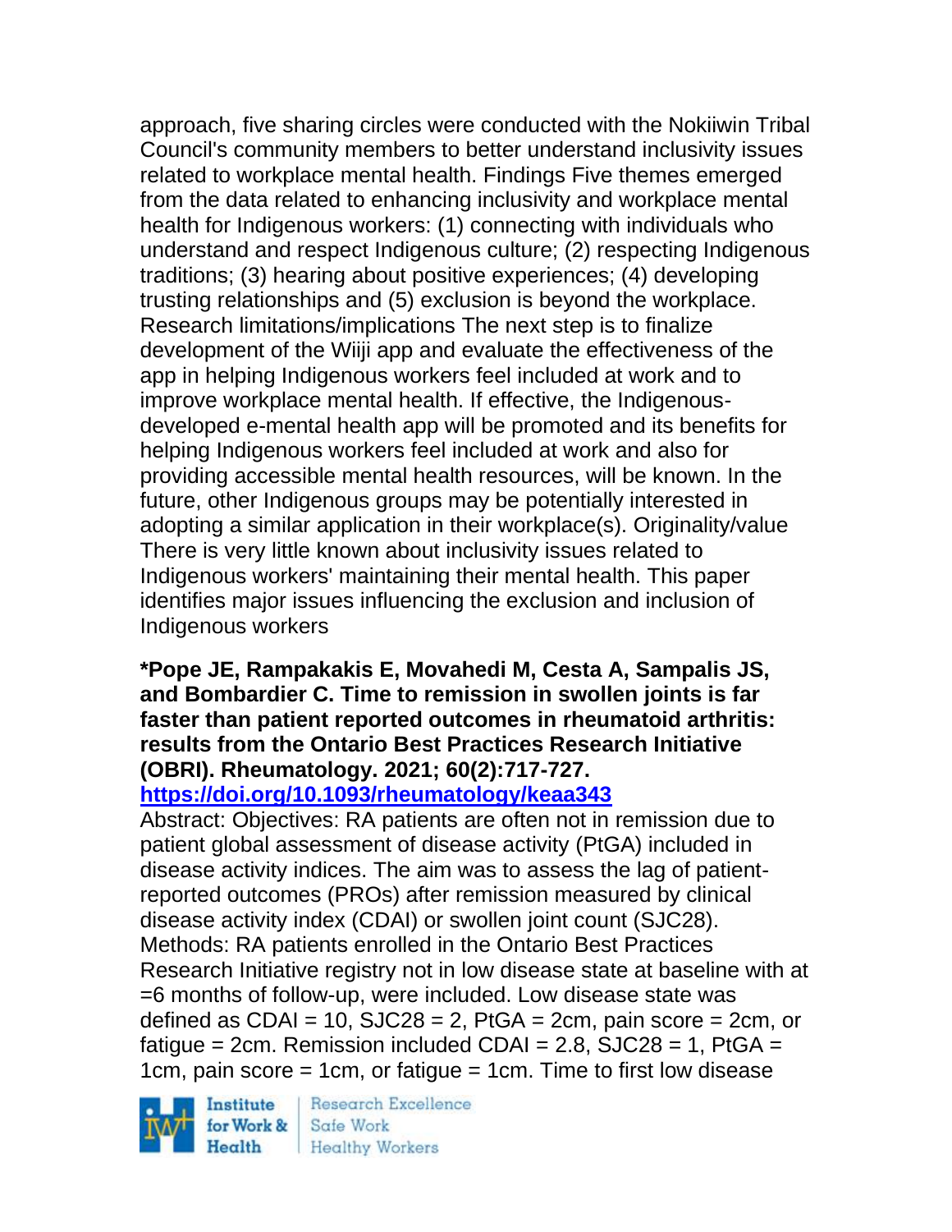approach, five sharing circles were conducted with the Nokiiwin Tribal Council's community members to better understand inclusivity issues related to workplace mental health. Findings Five themes emerged from the data related to enhancing inclusivity and workplace mental health for Indigenous workers: (1) connecting with individuals who understand and respect Indigenous culture; (2) respecting Indigenous traditions; (3) hearing about positive experiences; (4) developing trusting relationships and (5) exclusion is beyond the workplace. Research limitations/implications The next step is to finalize development of the Wiiji app and evaluate the effectiveness of the app in helping Indigenous workers feel included at work and to improve workplace mental health. If effective, the Indigenous-developed e-mental health app will be promoted and its benefits for helping Indigenous workers feel included at work and also for providing accessible mental health resources, will be known. In the future, other Indigenous groups may be potentially interested in adopting a similar application in their workplace(s). Originality/value There is very little known about inclusivity issues related to Indigenous workers' maintaining their mental health. This paper identifies major issues influencing the exclusion and inclusion of Indigenous workers

**\*Pope JE, Rampakakis E, Movahedi M, Cesta A, Sampalis JS, and Bombardier C. Time to remission in swollen joints is far faster than patient reported outcomes in rheumatoid arthritis: results from the Ontario Best Practices Research Initiative (OBRI). Rheumatology. 2021; 60(2):717-727.**
**https://doi.org/10.1093/rheumatology/keaa343**

Abstract: Objectives: RA patients are often not in remission due to patient global assessment of disease activity (PtGA) included in disease activity indices. The aim was to assess the lag of patient-reported outcomes (PROs) after remission measured by clinical disease activity index (CDAI) or swollen joint count (SJC28). Methods: RA patients enrolled in the Ontario Best Practices Research Initiative registry not in low disease state at baseline with at =6 months of follow-up, were included. Low disease state was defined as CDAI = 10, SJC28 = 2, PtGA = 2cm, pain score = 2cm, or fatigue = 2cm. Remission included CDAI = 2.8, SJC28 = 1, PtGA = 1cm, pain score = 1cm, or fatigue = 1cm. Time to first low disease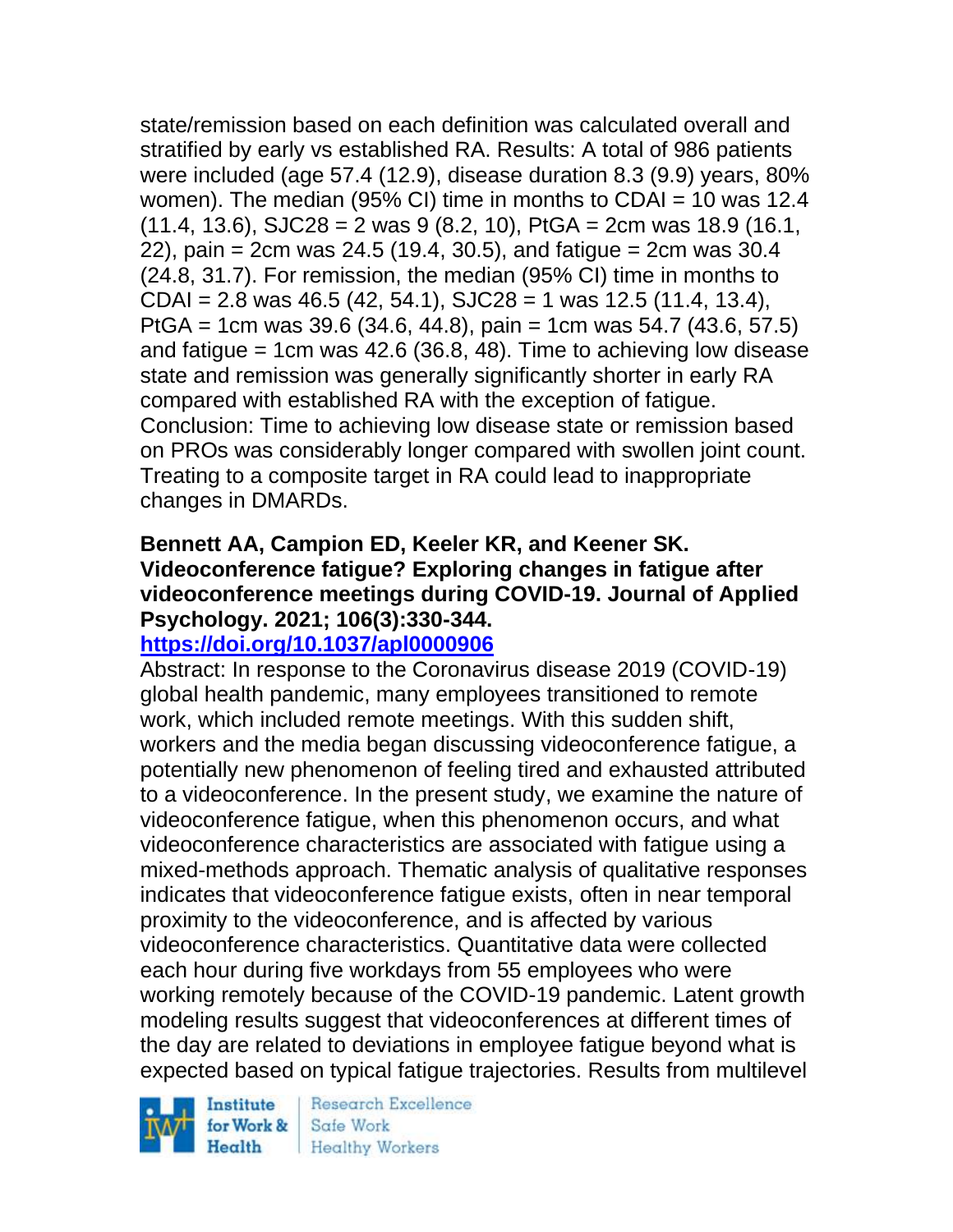state/remission based on each definition was calculated overall and stratified by early vs established RA. Results: A total of 986 patients were included (age 57.4 (12.9), disease duration 8.3 (9.9) years, 80% women). The median (95% CI) time in months to CDAI = 10 was 12.4 (11.4, 13.6), SJC28 = 2 was 9 (8.2, 10), PtGA = 2cm was 18.9 (16.1, 22), pain = 2cm was 24.5 (19.4, 30.5), and fatigue = 2cm was 30.4 (24.8, 31.7). For remission, the median (95% CI) time in months to CDAI = 2.8 was 46.5 (42, 54.1), SJC28 = 1 was 12.5 (11.4, 13.4), PtGA = 1cm was 39.6 (34.6, 44.8), pain = 1cm was 54.7 (43.6, 57.5) and fatigue = 1cm was 42.6 (36.8, 48). Time to achieving low disease state and remission was generally significantly shorter in early RA compared with established RA with the exception of fatigue. Conclusion: Time to achieving low disease state or remission based on PROs was considerably longer compared with swollen joint count. Treating to a composite target in RA could lead to inappropriate changes in DMARDs.

**Bennett AA, Campion ED, Keeler KR, and Keener SK. Videoconference fatigue? Exploring changes in fatigue after videoconference meetings during COVID-19. Journal of Applied Psychology. 2021; 106(3):330-344.**
**https://doi.org/10.1037/apl0000906**

Abstract: In response to the Coronavirus disease 2019 (COVID-19) global health pandemic, many employees transitioned to remote work, which included remote meetings. With this sudden shift, workers and the media began discussing videoconference fatigue, a potentially new phenomenon of feeling tired and exhausted attributed to a videoconference. In the present study, we examine the nature of videoconference fatigue, when this phenomenon occurs, and what videoconference characteristics are associated with fatigue using a mixed-methods approach. Thematic analysis of qualitative responses indicates that videoconference fatigue exists, often in near temporal proximity to the videoconference, and is affected by various videoconference characteristics. Quantitative data were collected each hour during five workdays from 55 employees who were working remotely because of the COVID-19 pandemic. Latent growth modeling results suggest that videoconferences at different times of the day are related to deviations in employee fatigue beyond what is expected based on typical fatigue trajectories. Results from multilevel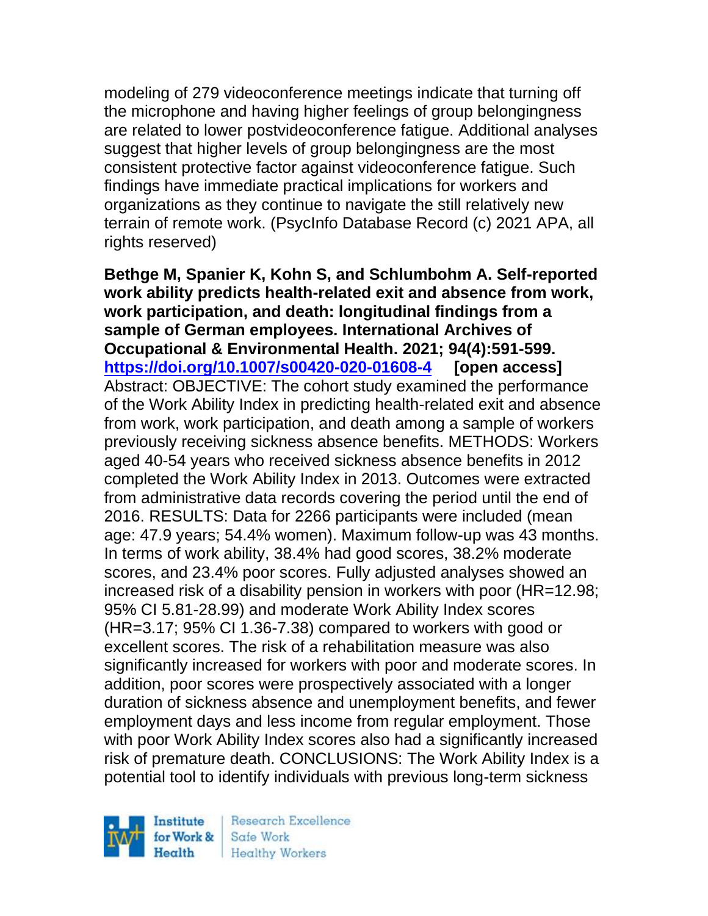modeling of 279 videoconference meetings indicate that turning off the microphone and having higher feelings of group belongingness are related to lower postvideoconference fatigue. Additional analyses suggest that higher levels of group belongingness are the most consistent protective factor against videoconference fatigue. Such findings have immediate practical implications for workers and organizations as they continue to navigate the still relatively new terrain of remote work. (PsycInfo Database Record (c) 2021 APA, all rights reserved)

**Bethge M, Spanier K, Kohn S, and Schlumbohm A. Self-reported work ability predicts health-related exit and absence from work, work participation, and death: longitudinal findings from a sample of German employees. International Archives of Occupational & Environmental Health. 2021; 94(4):591-599. https://doi.org/10.1007/s00420-020-01608-4 [open access]**
Abstract: OBJECTIVE: The cohort study examined the performance of the Work Ability Index in predicting health-related exit and absence from work, work participation, and death among a sample of workers previously receiving sickness absence benefits. METHODS: Workers aged 40-54 years who received sickness absence benefits in 2012 completed the Work Ability Index in 2013. Outcomes were extracted from administrative data records covering the period until the end of 2016. RESULTS: Data for 2266 participants were included (mean age: 47.9 years; 54.4% women). Maximum follow-up was 43 months. In terms of work ability, 38.4% had good scores, 38.2% moderate scores, and 23.4% poor scores. Fully adjusted analyses showed an increased risk of a disability pension in workers with poor (HR=12.98; 95% CI 5.81-28.99) and moderate Work Ability Index scores (HR=3.17; 95% CI 1.36-7.38) compared to workers with good or excellent scores. The risk of a rehabilitation measure was also significantly increased for workers with poor and moderate scores. In addition, poor scores were prospectively associated with a longer duration of sickness absence and unemployment benefits, and fewer employment days and less income from regular employment. Those with poor Work Ability Index scores also had a significantly increased risk of premature death. CONCLUSIONS: The Work Ability Index is a potential tool to identify individuals with previous long-term sickness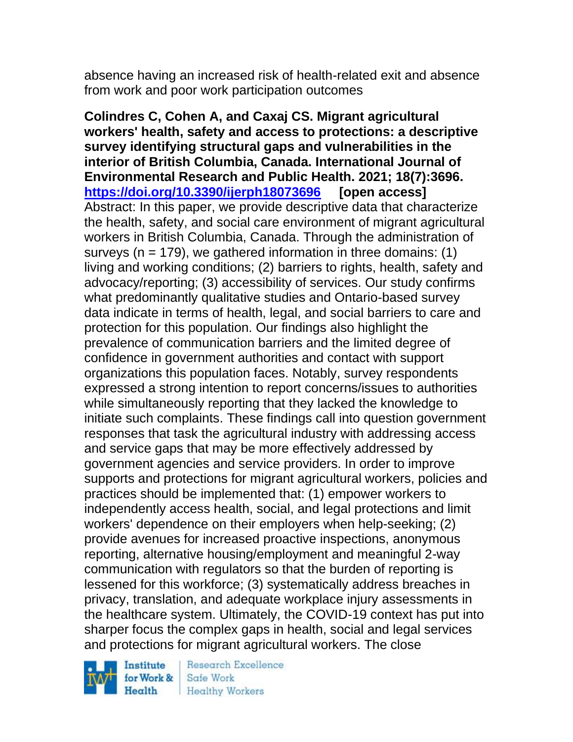absence having an increased risk of health-related exit and absence from work and poor work participation outcomes

**Colindres C, Cohen A, and Caxaj CS. Migrant agricultural workers' health, safety and access to protections: a descriptive survey identifying structural gaps and vulnerabilities in the interior of British Columbia, Canada. International Journal of Environmental Research and Public Health. 2021; 18(7):3696. https://doi.org/10.3390/ijerph18073696 [open access]**
Abstract: In this paper, we provide descriptive data that characterize the health, safety, and social care environment of migrant agricultural workers in British Columbia, Canada. Through the administration of surveys (n = 179), we gathered information in three domains: (1) living and working conditions; (2) barriers to rights, health, safety and advocacy/reporting; (3) accessibility of services. Our study confirms what predominantly qualitative studies and Ontario-based survey data indicate in terms of health, legal, and social barriers to care and protection for this population. Our findings also highlight the prevalence of communication barriers and the limited degree of confidence in government authorities and contact with support organizations this population faces. Notably, survey respondents expressed a strong intention to report concerns/issues to authorities while simultaneously reporting that they lacked the knowledge to initiate such complaints. These findings call into question government responses that task the agricultural industry with addressing access and service gaps that may be more effectively addressed by government agencies and service providers. In order to improve supports and protections for migrant agricultural workers, policies and practices should be implemented that: (1) empower workers to independently access health, social, and legal protections and limit workers' dependence on their employers when help-seeking; (2) provide avenues for increased proactive inspections, anonymous reporting, alternative housing/employment and meaningful 2-way communication with regulators so that the burden of reporting is lessened for this workforce; (3) systematically address breaches in privacy, translation, and adequate workplace injury assessments in the healthcare system. Ultimately, the COVID-19 context has put into sharper focus the complex gaps in health, social and legal services and protections for migrant agricultural workers. The close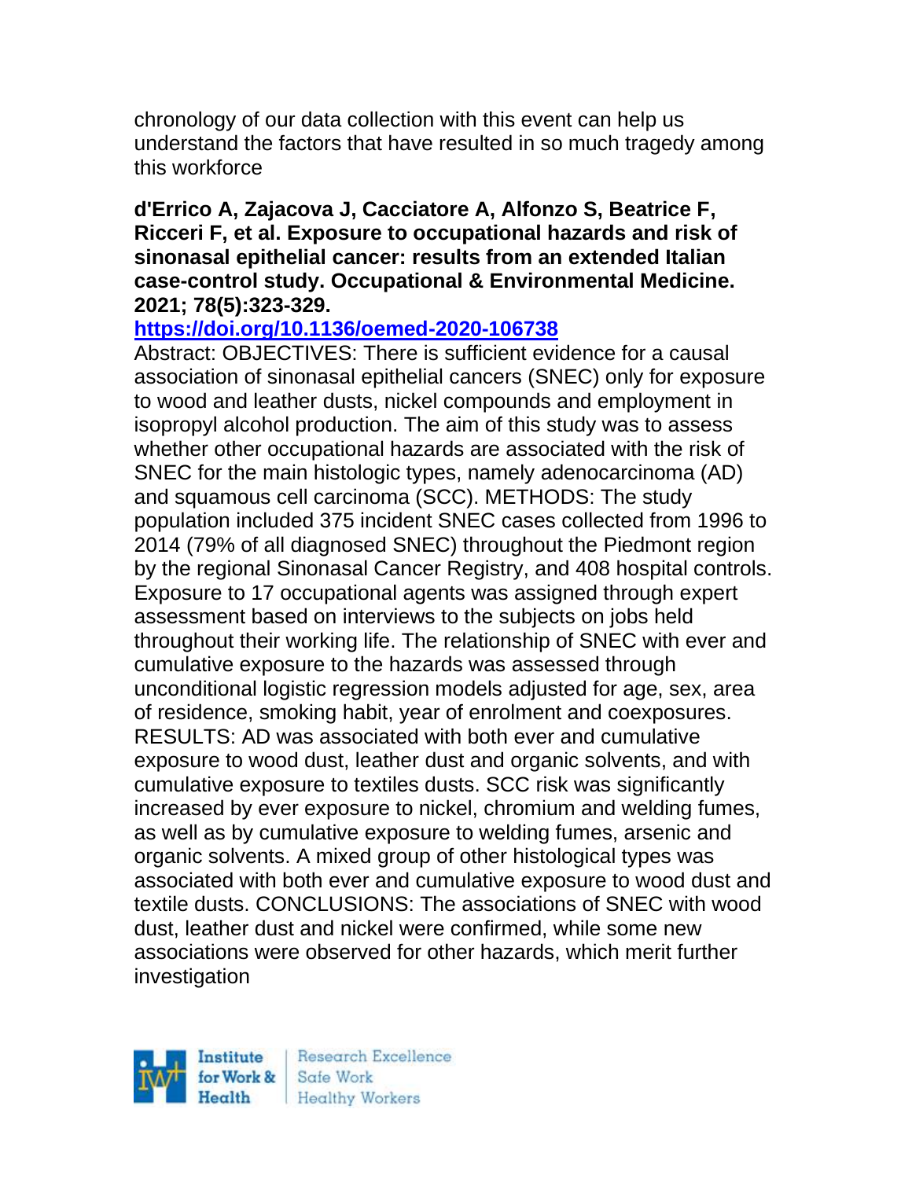chronology of our data collection with this event can help us understand the factors that have resulted in so much tragedy among this workforce

**d'Errico A, Zajacova J, Cacciatore A, Alfonzo S, Beatrice F, Ricceri F, et al. Exposure to occupational hazards and risk of sinonasal epithelial cancer: results from an extended Italian case-control study. Occupational & Environmental Medicine. 2021; 78(5):323-329.**

**https://doi.org/10.1136/oemed-2020-106738**

Abstract: OBJECTIVES: There is sufficient evidence for a causal association of sinonasal epithelial cancers (SNEC) only for exposure to wood and leather dusts, nickel compounds and employment in isopropyl alcohol production. The aim of this study was to assess whether other occupational hazards are associated with the risk of SNEC for the main histologic types, namely adenocarcinoma (AD) and squamous cell carcinoma (SCC). METHODS: The study population included 375 incident SNEC cases collected from 1996 to 2014 (79% of all diagnosed SNEC) throughout the Piedmont region by the regional Sinonasal Cancer Registry, and 408 hospital controls. Exposure to 17 occupational agents was assigned through expert assessment based on interviews to the subjects on jobs held throughout their working life. The relationship of SNEC with ever and cumulative exposure to the hazards was assessed through unconditional logistic regression models adjusted for age, sex, area of residence, smoking habit, year of enrolment and coexposures. RESULTS: AD was associated with both ever and cumulative exposure to wood dust, leather dust and organic solvents, and with cumulative exposure to textiles dusts. SCC risk was significantly increased by ever exposure to nickel, chromium and welding fumes, as well as by cumulative exposure to welding fumes, arsenic and organic solvents. A mixed group of other histological types was associated with both ever and cumulative exposure to wood dust and textile dusts. CONCLUSIONS: The associations of SNEC with wood dust, leather dust and nickel were confirmed, while some new associations were observed for other hazards, which merit further investigation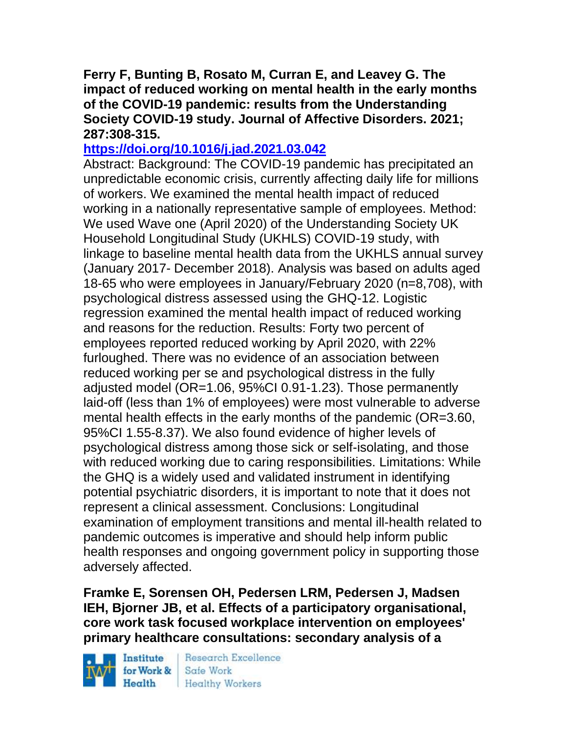**Ferry F, Bunting B, Rosato M, Curran E, and Leavey G. The impact of reduced working on mental health in the early months of the COVID-19 pandemic: results from the Understanding Society COVID-19 study. Journal of Affective Disorders. 2021; 287:308-315.**

**https://doi.org/10.1016/j.jad.2021.03.042**

Abstract: Background: The COVID-19 pandemic has precipitated an unpredictable economic crisis, currently affecting daily life for millions of workers. We examined the mental health impact of reduced working in a nationally representative sample of employees. Method: We used Wave one (April 2020) of the Understanding Society UK Household Longitudinal Study (UKHLS) COVID-19 study, with linkage to baseline mental health data from the UKHLS annual survey (January 2017- December 2018). Analysis was based on adults aged 18-65 who were employees in January/February 2020 (n=8,708), with psychological distress assessed using the GHQ-12. Logistic regression examined the mental health impact of reduced working and reasons for the reduction. Results: Forty two percent of employees reported reduced working by April 2020, with 22% furloughed. There was no evidence of an association between reduced working per se and psychological distress in the fully adjusted model (OR=1.06, 95%CI 0.91-1.23). Those permanently laid-off (less than 1% of employees) were most vulnerable to adverse mental health effects in the early months of the pandemic (OR=3.60, 95%CI 1.55-8.37). We also found evidence of higher levels of psychological distress among those sick or self-isolating, and those with reduced working due to caring responsibilities. Limitations: While the GHQ is a widely used and validated instrument in identifying potential psychiatric disorders, it is important to note that it does not represent a clinical assessment. Conclusions: Longitudinal examination of employment transitions and mental ill-health related to pandemic outcomes is imperative and should help inform public health responses and ongoing government policy in supporting those adversely affected.

**Framke E, Sorensen OH, Pedersen LRM, Pedersen J, Madsen IEH, Bjorner JB, et al. Effects of a participatory organisational, core work task focused workplace intervention on employees' primary healthcare consultations: secondary analysis of a**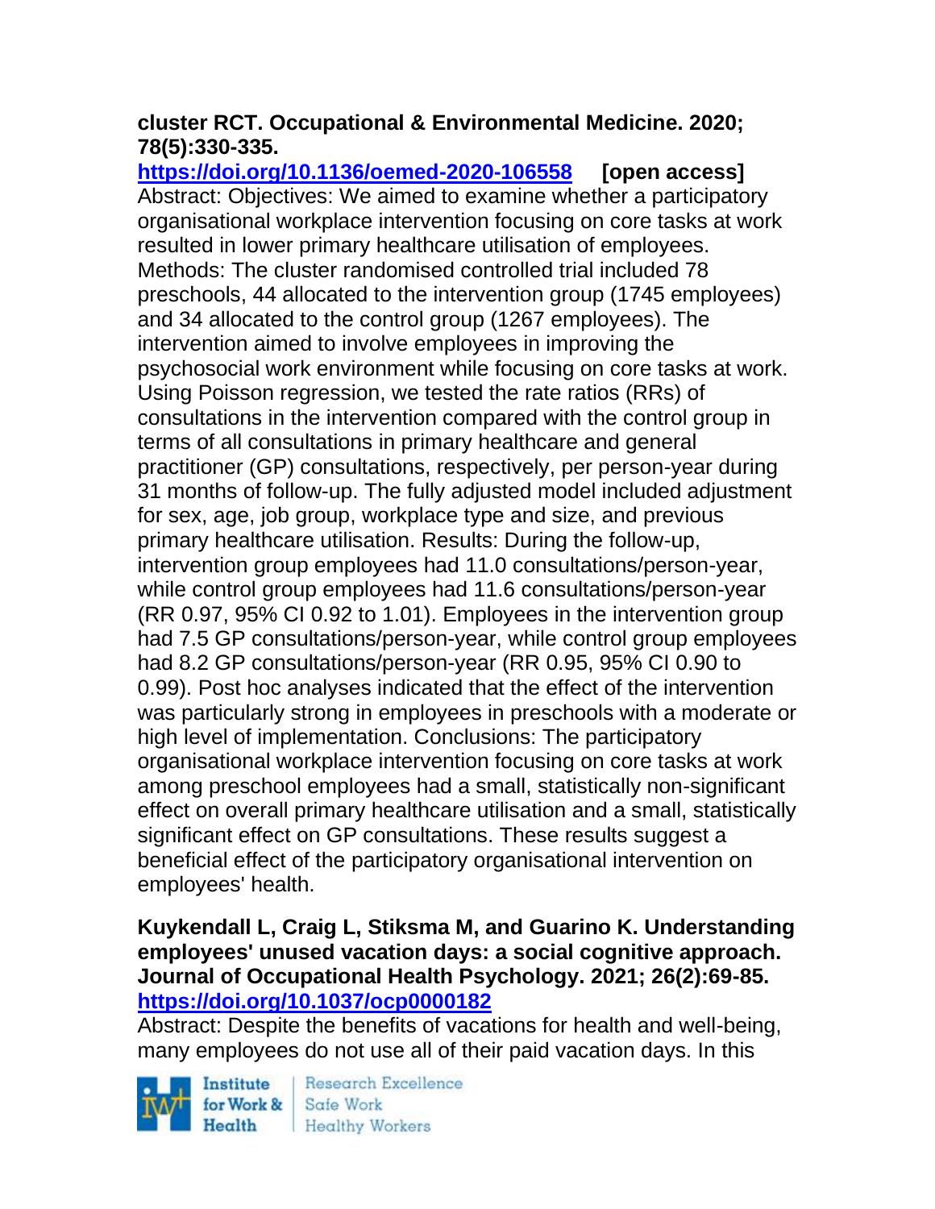**cluster RCT. Occupational & Environmental Medicine. 2020; 78(5):330-335.**
**https://doi.org/10.1136/oemed-2020-106558** **[open access]**
Abstract: Objectives: We aimed to examine whether a participatory organisational workplace intervention focusing on core tasks at work resulted in lower primary healthcare utilisation of employees. Methods: The cluster randomised controlled trial included 78 preschools, 44 allocated to the intervention group (1745 employees) and 34 allocated to the control group (1267 employees). The intervention aimed to involve employees in improving the psychosocial work environment while focusing on core tasks at work. Using Poisson regression, we tested the rate ratios (RRs) of consultations in the intervention compared with the control group in terms of all consultations in primary healthcare and general practitioner (GP) consultations, respectively, per person-year during 31 months of follow-up. The fully adjusted model included adjustment for sex, age, job group, workplace type and size, and previous primary healthcare utilisation. Results: During the follow-up, intervention group employees had 11.0 consultations/person-year, while control group employees had 11.6 consultations/person-year (RR 0.97, 95% CI 0.92 to 1.01). Employees in the intervention group had 7.5 GP consultations/person-year, while control group employees had 8.2 GP consultations/person-year (RR 0.95, 95% CI 0.90 to 0.99). Post hoc analyses indicated that the effect of the intervention was particularly strong in employees in preschools with a moderate or high level of implementation. Conclusions: The participatory organisational workplace intervention focusing on core tasks at work among preschool employees had a small, statistically non-significant effect on overall primary healthcare utilisation and a small, statistically significant effect on GP consultations. These results suggest a beneficial effect of the participatory organisational intervention on employees' health.

**Kuykendall L, Craig L, Stiksma M, and Guarino K. Understanding employees' unused vacation days: a social cognitive approach. Journal of Occupational Health Psychology. 2021; 26(2):69-85.**
**https://doi.org/10.1037/ocp0000182**
Abstract: Despite the benefits of vacations for health and well-being, many employees do not use all of their paid vacation days. In this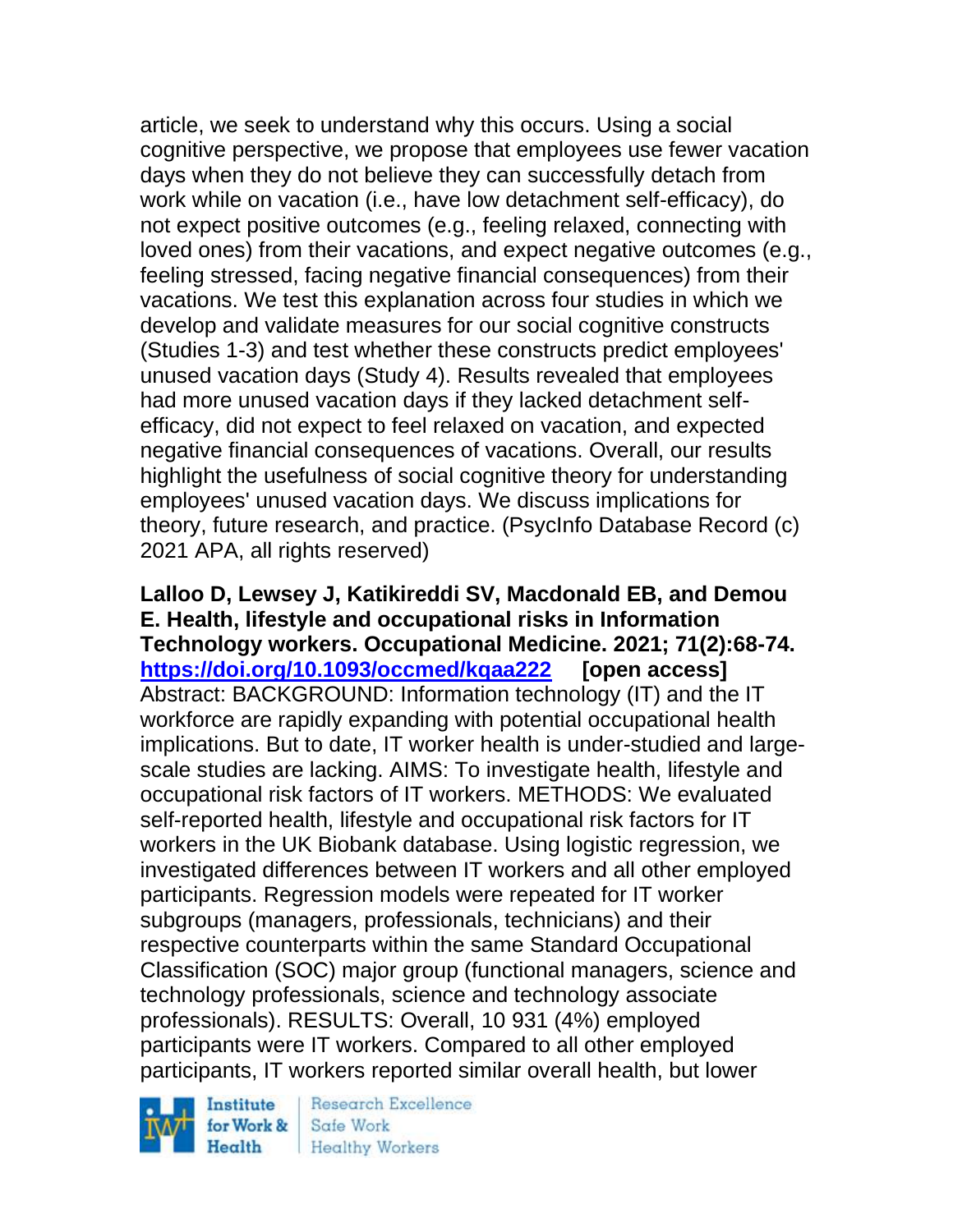article, we seek to understand why this occurs. Using a social cognitive perspective, we propose that employees use fewer vacation days when they do not believe they can successfully detach from work while on vacation (i.e., have low detachment self-efficacy), do not expect positive outcomes (e.g., feeling relaxed, connecting with loved ones) from their vacations, and expect negative outcomes (e.g., feeling stressed, facing negative financial consequences) from their vacations. We test this explanation across four studies in which we develop and validate measures for our social cognitive constructs (Studies 1-3) and test whether these constructs predict employees' unused vacation days (Study 4). Results revealed that employees had more unused vacation days if they lacked detachment self-efficacy, did not expect to feel relaxed on vacation, and expected negative financial consequences of vacations. Overall, our results highlight the usefulness of social cognitive theory for understanding employees' unused vacation days. We discuss implications for theory, future research, and practice. (PsycInfo Database Record (c) 2021 APA, all rights reserved)

**Lalloo D, Lewsey J, Katikireddi SV, Macdonald EB, and Demou E. Health, lifestyle and occupational risks in Information Technology workers. Occupational Medicine. 2021; 71(2):68-74. https://doi.org/10.1093/occmed/kqaa222 [open access]**
Abstract: BACKGROUND: Information technology (IT) and the IT workforce are rapidly expanding with potential occupational health implications. But to date, IT worker health is under-studied and large-scale studies are lacking. AIMS: To investigate health, lifestyle and occupational risk factors of IT workers. METHODS: We evaluated self-reported health, lifestyle and occupational risk factors for IT workers in the UK Biobank database. Using logistic regression, we investigated differences between IT workers and all other employed participants. Regression models were repeated for IT worker subgroups (managers, professionals, technicians) and their respective counterparts within the same Standard Occupational Classification (SOC) major group (functional managers, science and technology professionals, science and technology associate professionals). RESULTS: Overall, 10 931 (4%) employed participants were IT workers. Compared to all other employed participants, IT workers reported similar overall health, but lower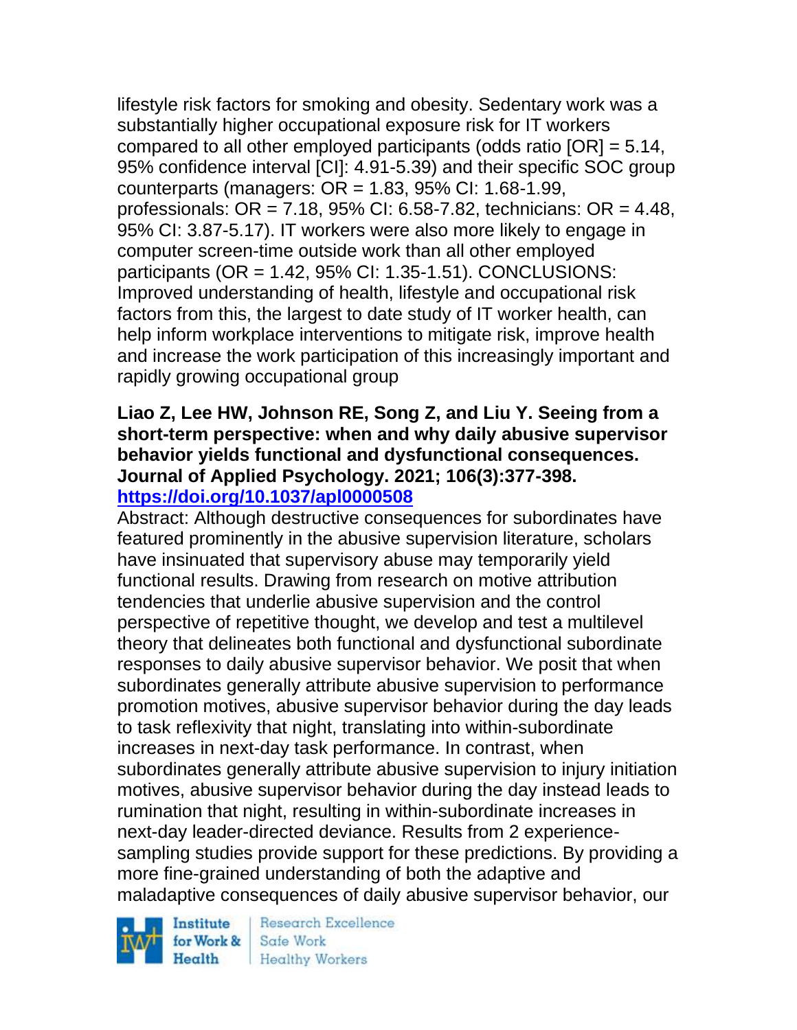lifestyle risk factors for smoking and obesity. Sedentary work was a substantially higher occupational exposure risk for IT workers compared to all other employed participants (odds ratio [OR] = 5.14, 95% confidence interval [CI]: 4.91-5.39) and their specific SOC group counterparts (managers: OR = 1.83, 95% CI: 1.68-1.99, professionals: OR = 7.18, 95% CI: 6.58-7.82, technicians: OR = 4.48, 95% CI: 3.87-5.17). IT workers were also more likely to engage in computer screen-time outside work than all other employed participants (OR = 1.42, 95% CI: 1.35-1.51). CONCLUSIONS: Improved understanding of health, lifestyle and occupational risk factors from this, the largest to date study of IT worker health, can help inform workplace interventions to mitigate risk, improve health and increase the work participation of this increasingly important and rapidly growing occupational group

**Liao Z, Lee HW, Johnson RE, Song Z, and Liu Y. Seeing from a short-term perspective: when and why daily abusive supervisor behavior yields functional and dysfunctional consequences. Journal of Applied Psychology. 2021; 106(3):377-398. https://doi.org/10.1037/apl0000508**

Abstract: Although destructive consequences for subordinates have featured prominently in the abusive supervision literature, scholars have insinuated that supervisory abuse may temporarily yield functional results. Drawing from research on motive attribution tendencies that underlie abusive supervision and the control perspective of repetitive thought, we develop and test a multilevel theory that delineates both functional and dysfunctional subordinate responses to daily abusive supervisor behavior. We posit that when subordinates generally attribute abusive supervision to performance promotion motives, abusive supervisor behavior during the day leads to task reflexivity that night, translating into within-subordinate increases in next-day task performance. In contrast, when subordinates generally attribute abusive supervision to injury initiation motives, abusive supervisor behavior during the day instead leads to rumination that night, resulting in within-subordinate increases in next-day leader-directed deviance. Results from 2 experience-sampling studies provide support for these predictions. By providing a more fine-grained understanding of both the adaptive and maladaptive consequences of daily abusive supervisor behavior, our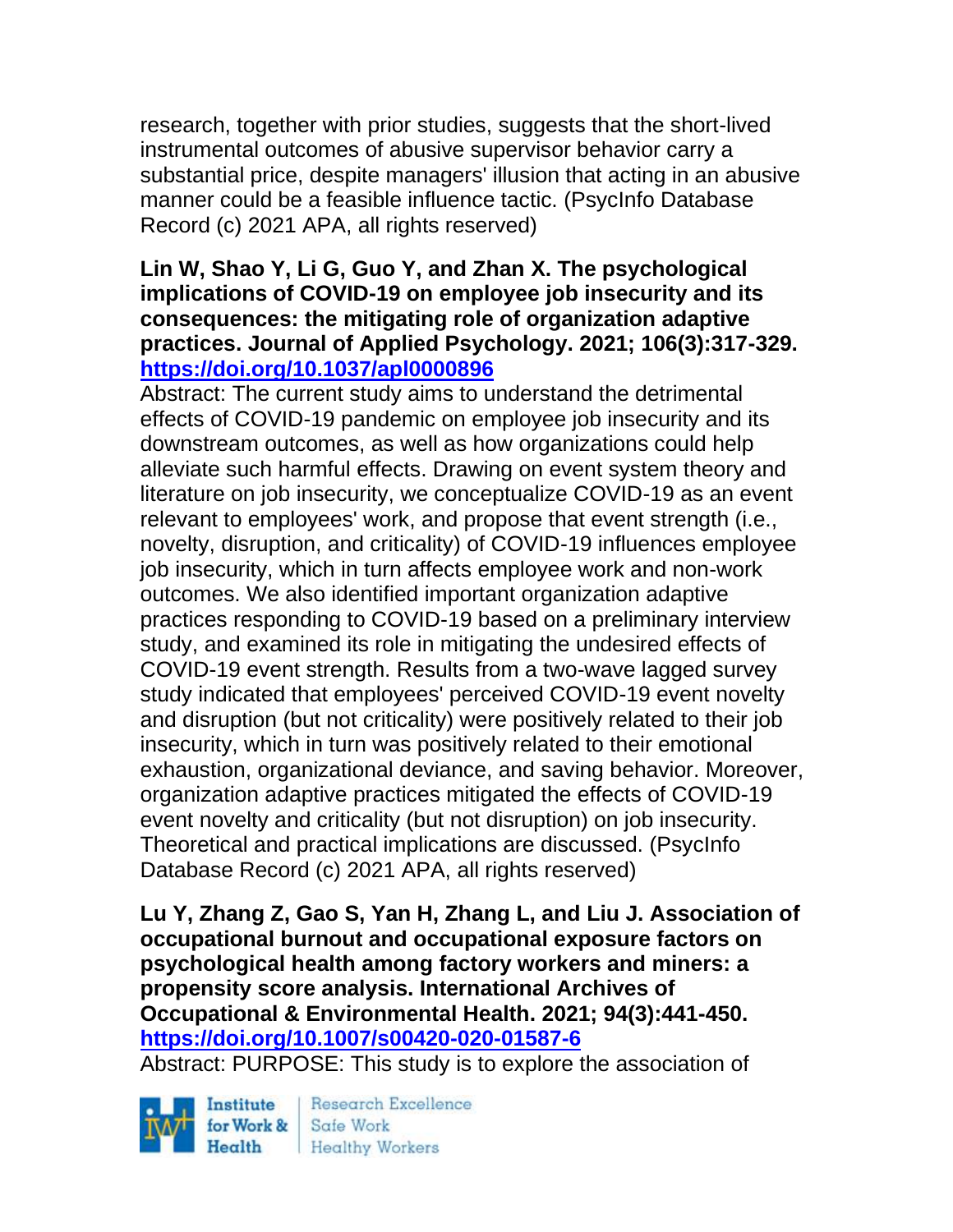research, together with prior studies, suggests that the short-lived instrumental outcomes of abusive supervisor behavior carry a substantial price, despite managers' illusion that acting in an abusive manner could be a feasible influence tactic. (PsycInfo Database Record (c) 2021 APA, all rights reserved)

**Lin W, Shao Y, Li G, Guo Y, and Zhan X. The psychological implications of COVID-19 on employee job insecurity and its consequences: the mitigating role of organization adaptive practices. Journal of Applied Psychology. 2021; 106(3):317-329. https://doi.org/10.1037/apl0000896**

Abstract: The current study aims to understand the detrimental effects of COVID-19 pandemic on employee job insecurity and its downstream outcomes, as well as how organizations could help alleviate such harmful effects. Drawing on event system theory and literature on job insecurity, we conceptualize COVID-19 as an event relevant to employees' work, and propose that event strength (i.e., novelty, disruption, and criticality) of COVID-19 influences employee job insecurity, which in turn affects employee work and non-work outcomes. We also identified important organization adaptive practices responding to COVID-19 based on a preliminary interview study, and examined its role in mitigating the undesired effects of COVID-19 event strength. Results from a two-wave lagged survey study indicated that employees' perceived COVID-19 event novelty and disruption (but not criticality) were positively related to their job insecurity, which in turn was positively related to their emotional exhaustion, organizational deviance, and saving behavior. Moreover, organization adaptive practices mitigated the effects of COVID-19 event novelty and criticality (but not disruption) on job insecurity. Theoretical and practical implications are discussed. (PsycInfo Database Record (c) 2021 APA, all rights reserved)

**Lu Y, Zhang Z, Gao S, Yan H, Zhang L, and Liu J. Association of occupational burnout and occupational exposure factors on psychological health among factory workers and miners: a propensity score analysis. International Archives of Occupational & Environmental Health. 2021; 94(3):441-450. https://doi.org/10.1007/s00420-020-01587-6**

Abstract: PURPOSE: This study is to explore the association of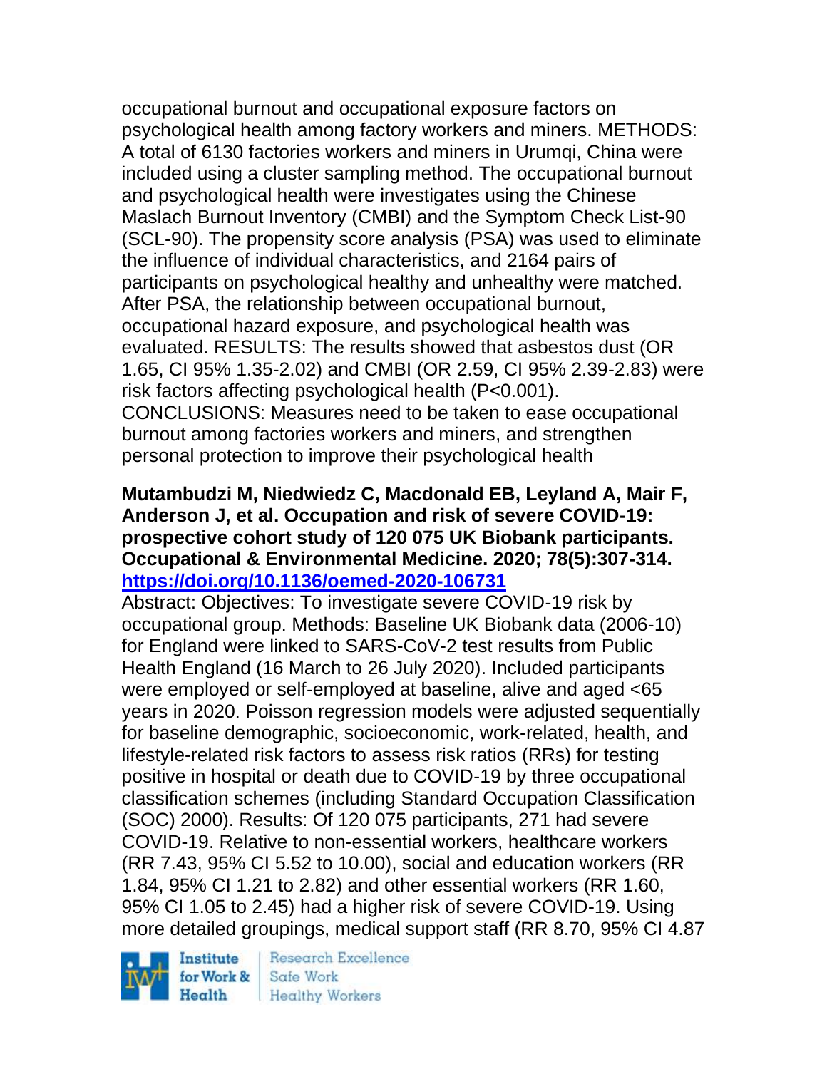occupational burnout and occupational exposure factors on psychological health among factory workers and miners. METHODS: A total of 6130 factories workers and miners in Urumqi, China were included using a cluster sampling method. The occupational burnout and psychological health were investigates using the Chinese Maslach Burnout Inventory (CMBI) and the Symptom Check List-90 (SCL-90). The propensity score analysis (PSA) was used to eliminate the influence of individual characteristics, and 2164 pairs of participants on psychological healthy and unhealthy were matched. After PSA, the relationship between occupational burnout, occupational hazard exposure, and psychological health was evaluated. RESULTS: The results showed that asbestos dust (OR 1.65, CI 95% 1.35-2.02) and CMBI (OR 2.59, CI 95% 2.39-2.83) were risk factors affecting psychological health (P<0.001). CONCLUSIONS: Measures need to be taken to ease occupational burnout among factories workers and miners, and strengthen personal protection to improve their psychological health

**Mutambudzi M, Niedwiedz C, Macdonald EB, Leyland A, Mair F, Anderson J, et al. Occupation and risk of severe COVID-19: prospective cohort study of 120 075 UK Biobank participants. Occupational & Environmental Medicine. 2020; 78(5):307-314. https://doi.org/10.1136/oemed-2020-106731**

Abstract: Objectives: To investigate severe COVID-19 risk by occupational group. Methods: Baseline UK Biobank data (2006-10) for England were linked to SARS-CoV-2 test results from Public Health England (16 March to 26 July 2020). Included participants were employed or self-employed at baseline, alive and aged <65 years in 2020. Poisson regression models were adjusted sequentially for baseline demographic, socioeconomic, work-related, health, and lifestyle-related risk factors to assess risk ratios (RRs) for testing positive in hospital or death due to COVID-19 by three occupational classification schemes (including Standard Occupation Classification (SOC) 2000). Results: Of 120 075 participants, 271 had severe COVID-19. Relative to non-essential workers, healthcare workers (RR 7.43, 95% CI 5.52 to 10.00), social and education workers (RR 1.84, 95% CI 1.21 to 2.82) and other essential workers (RR 1.60, 95% CI 1.05 to 2.45) had a higher risk of severe COVID-19. Using more detailed groupings, medical support staff (RR 8.70, 95% CI 4.87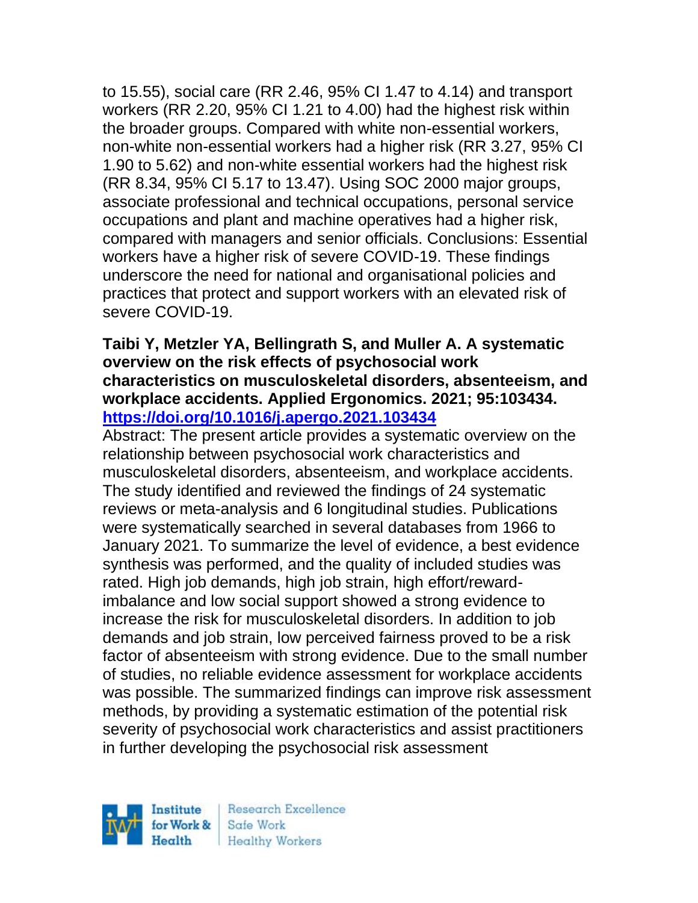to 15.55), social care (RR 2.46, 95% CI 1.47 to 4.14) and transport workers (RR 2.20, 95% CI 1.21 to 4.00) had the highest risk within the broader groups. Compared with white non-essential workers, non-white non-essential workers had a higher risk (RR 3.27, 95% CI 1.90 to 5.62) and non-white essential workers had the highest risk (RR 8.34, 95% CI 5.17 to 13.47). Using SOC 2000 major groups, associate professional and technical occupations, personal service occupations and plant and machine operatives had a higher risk, compared with managers and senior officials. Conclusions: Essential workers have a higher risk of severe COVID-19. These findings underscore the need for national and organisational policies and practices that protect and support workers with an elevated risk of severe COVID-19.

**Taibi Y, Metzler YA, Bellingrath S, and Muller A. A systematic overview on the risk effects of psychosocial work characteristics on musculoskeletal disorders, absenteeism, and workplace accidents. Applied Ergonomics. 2021; 95:103434. https://doi.org/10.1016/j.apergo.2021.103434**

Abstract: The present article provides a systematic overview on the relationship between psychosocial work characteristics and musculoskeletal disorders, absenteeism, and workplace accidents. The study identified and reviewed the findings of 24 systematic reviews or meta-analysis and 6 longitudinal studies. Publications were systematically searched in several databases from 1966 to January 2021. To summarize the level of evidence, a best evidence synthesis was performed, and the quality of included studies was rated. High job demands, high job strain, high effort/reward-imbalance and low social support showed a strong evidence to increase the risk for musculoskeletal disorders. In addition to job demands and job strain, low perceived fairness proved to be a risk factor of absenteeism with strong evidence. Due to the small number of studies, no reliable evidence assessment for workplace accidents was possible. The summarized findings can improve risk assessment methods, by providing a systematic estimation of the potential risk severity of psychosocial work characteristics and assist practitioners in further developing the psychosocial risk assessment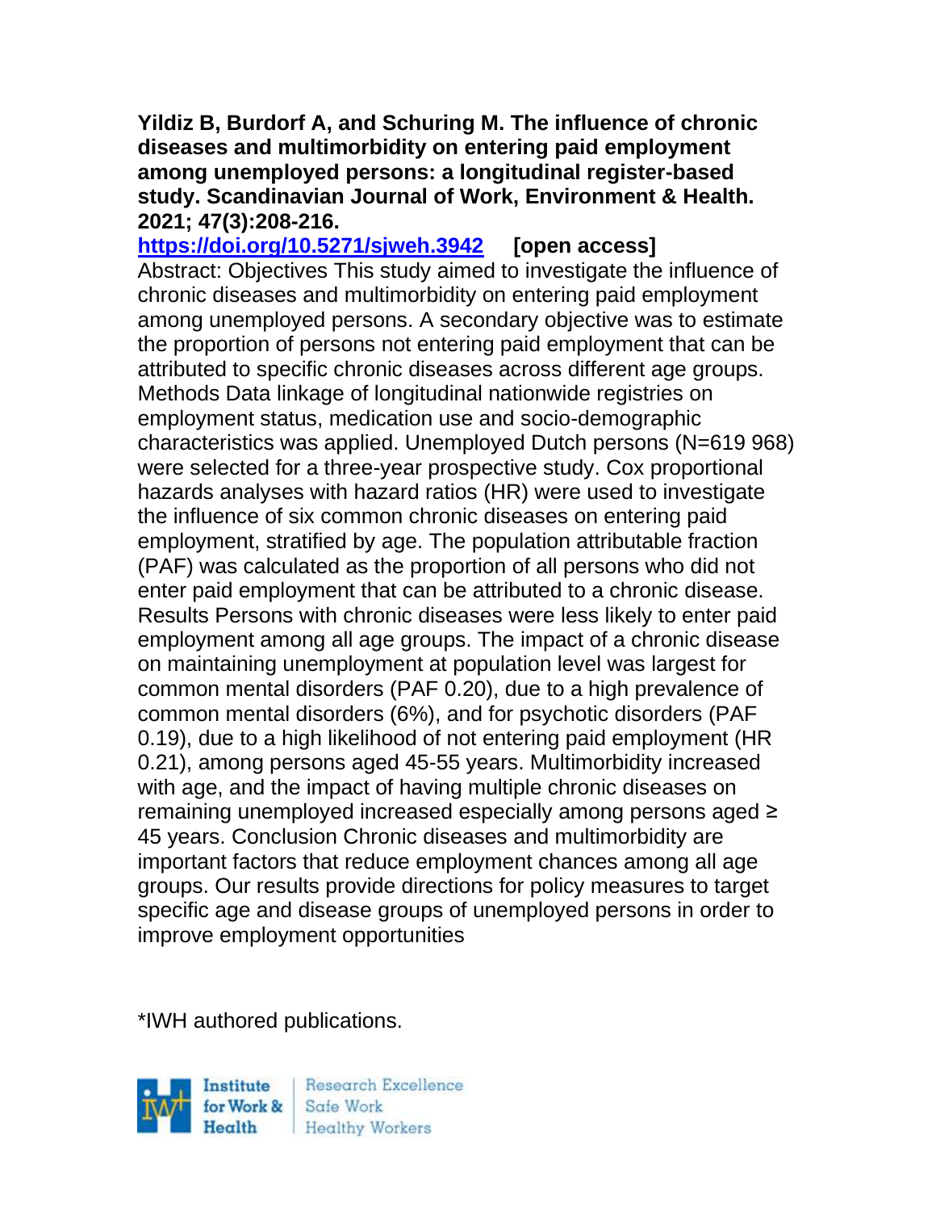**Yildiz B, Burdorf A, and Schuring M. The influence of chronic diseases and multimorbidity on entering paid employment among unemployed persons: a longitudinal register-based study. Scandinavian Journal of Work, Environment & Health. 2021; 47(3):208-216.**
https://doi.org/10.5271/sjweh.3942 **[open access]**
Abstract: Objectives This study aimed to investigate the influence of chronic diseases and multimorbidity on entering paid employment among unemployed persons. A secondary objective was to estimate the proportion of persons not entering paid employment that can be attributed to specific chronic diseases across different age groups. Methods Data linkage of longitudinal nationwide registries on employment status, medication use and socio-demographic characteristics was applied. Unemployed Dutch persons (N=619 968) were selected for a three-year prospective study. Cox proportional hazards analyses with hazard ratios (HR) were used to investigate the influence of six common chronic diseases on entering paid employment, stratified by age. The population attributable fraction (PAF) was calculated as the proportion of all persons who did not enter paid employment that can be attributed to a chronic disease. Results Persons with chronic diseases were less likely to enter paid employment among all age groups. The impact of a chronic disease on maintaining unemployment at population level was largest for common mental disorders (PAF 0.20), due to a high prevalence of common mental disorders (6%), and for psychotic disorders (PAF 0.19), due to a high likelihood of not entering paid employment (HR 0.21), among persons aged 45-55 years. Multimorbidity increased with age, and the impact of having multiple chronic diseases on remaining unemployed increased especially among persons aged ≥ 45 years. Conclusion Chronic diseases and multimorbidity are important factors that reduce employment chances among all age groups. Our results provide directions for policy measures to target specific age and disease groups of unemployed persons in order to improve employment opportunities

*IWH authored publications.